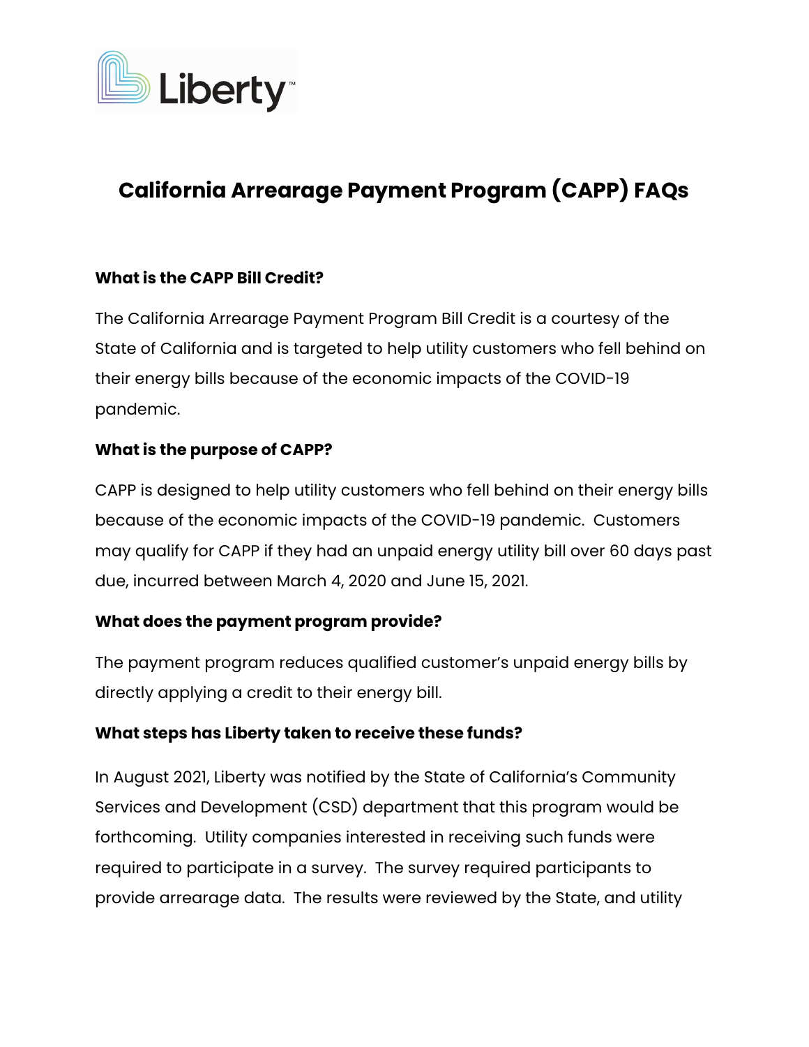# California Arrearage Payment Program (CAPP) FAQs

### What is the CAPP Bill Credit?

The California Arrearage Payment Program Bill Credit is a courtesy of the State of California and is targeted to help utility customers who fell behind on their energy bills because of the economic impacts of the COVID-19 pandemic.

### What is the purpose of CAPP?

CAPP is designed to help utility customers who fell behind on their energy bills because of the economic impacts of the COVID-19 pandemic. Customers may qualify for CAPP if they had an unpaid energy utility bill over 60 days past due, incurred between March 4, 2020 and June 15, 2021.

### What does the payment program provide?

The payment program reduces qualified customer's unpaid energy bills by directly applying a credit to their energy bill.

### What steps has Liberty taken to receive these funds?

In August 2021, Liberty was notified by the State of California's Community Services and Development (CSD) department that this program would be forthcoming. Utility companies interested in receiving such funds were required to participate in a survey. The survey required participants to provide arrearage data. The results were reviewed by the State, and utility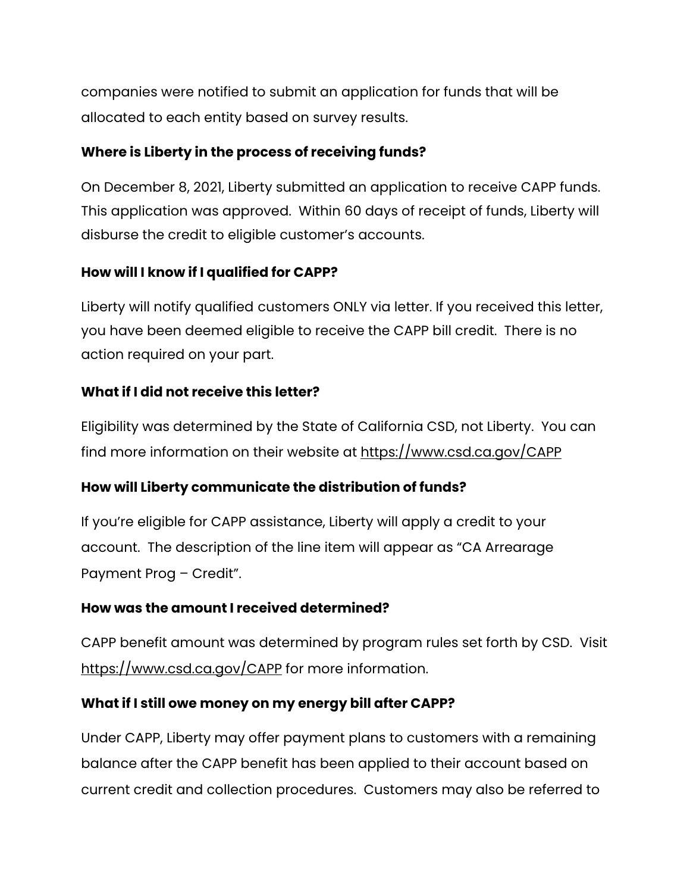companies were notified to submit an application for funds that will be allocated to each entity based on survey results.

**Where is Liberty in the process of receiving funds?**

On December 8, 2021, Liberty submitted an application to receive CAPP funds. This application was approved. Within 60 days of receipt of funds, Liberty will disburse the credit to eligible customer's accounts.

**How will I know if I qualified for CAPP?**

Liberty will notify qualified customers ONLY via letter. If you received this letter, you have been deemed eligible to receive the CAPP bill credit. There is no action required on your part.

**What if I did not receive this letter?**

Eligibility was determined by the State of California CSD, not Liberty. You can find more information on their website at https://www.csd.ca.gov/CAPP

**How will Liberty communicate the distribution of funds?**

If you're eligible for CAPP assistance, Liberty will apply a credit to your account. The description of the line item will appear as "CA Arrearage Payment Prog – Credit".

**How was the amount I received determined?**

CAPP benefit amount was determined by program rules set forth by CSD. Visit https://www.csd.ca.gov/CAPP for more information.

**What if I still owe money on my energy bill after CAPP?**

Under CAPP, Liberty may offer payment plans to customers with a remaining balance after the CAPP benefit has been applied to their account based on current credit and collection procedures. Customers may also be referred to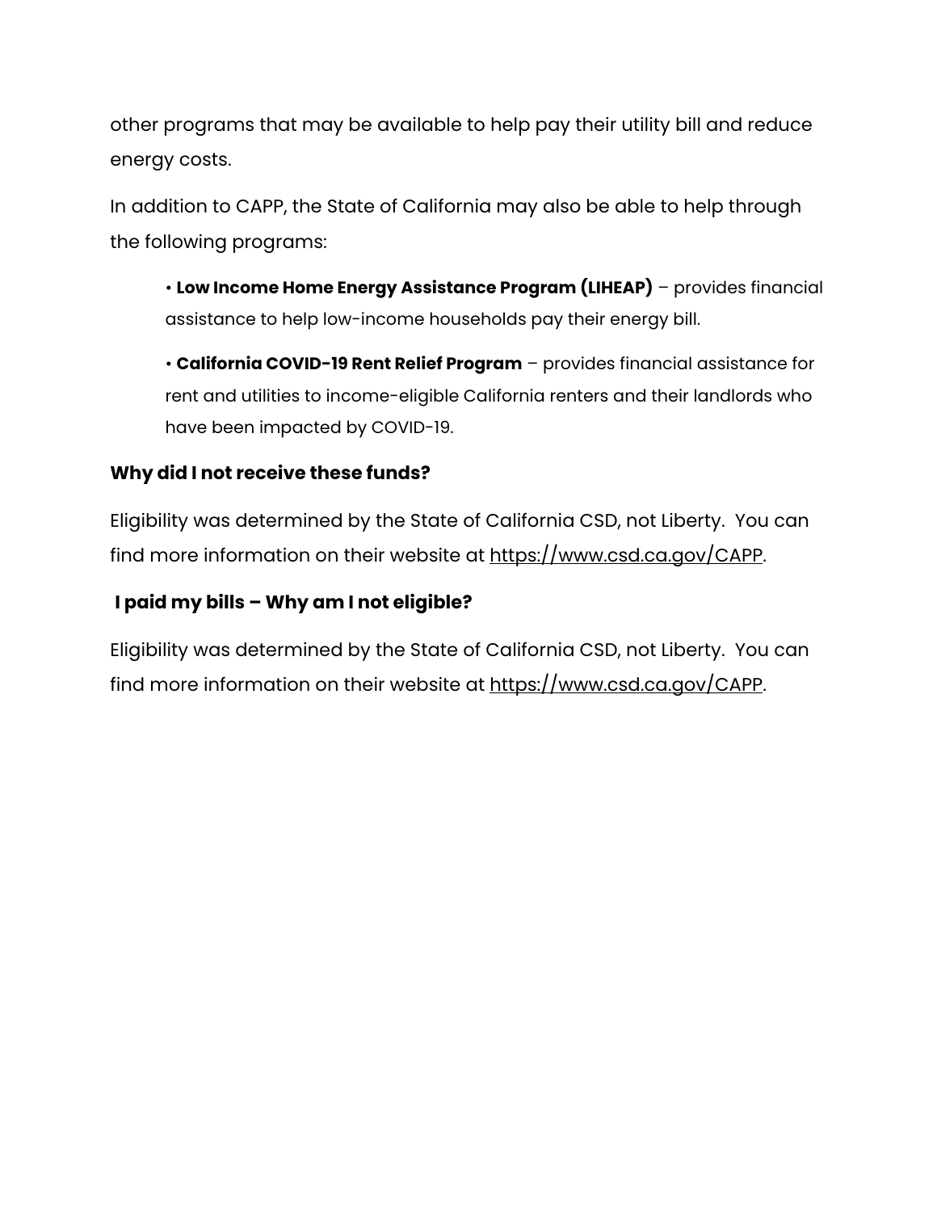other programs that may be available to help pay their utility bill and reduce energy costs.

In addition to CAPP, the State of California may also be able to help through the following programs:

- **Low Income Home Energy Assistance Program (LIHEAP)** – provides financial assistance to help low-income households pay their energy bill.
- **California COVID-19 Rent Relief Program** – provides financial assistance for rent and utilities to income-eligible California renters and their landlords who have been impacted by COVID-19.

**Why did I not receive these funds?**

Eligibility was determined by the State of California CSD, not Liberty. You can find more information on their website at https://www.csd.ca.gov/CAPP.

**I paid my bills – Why am I not eligible?**

Eligibility was determined by the State of California CSD, not Liberty. You can find more information on their website at https://www.csd.ca.gov/CAPP.